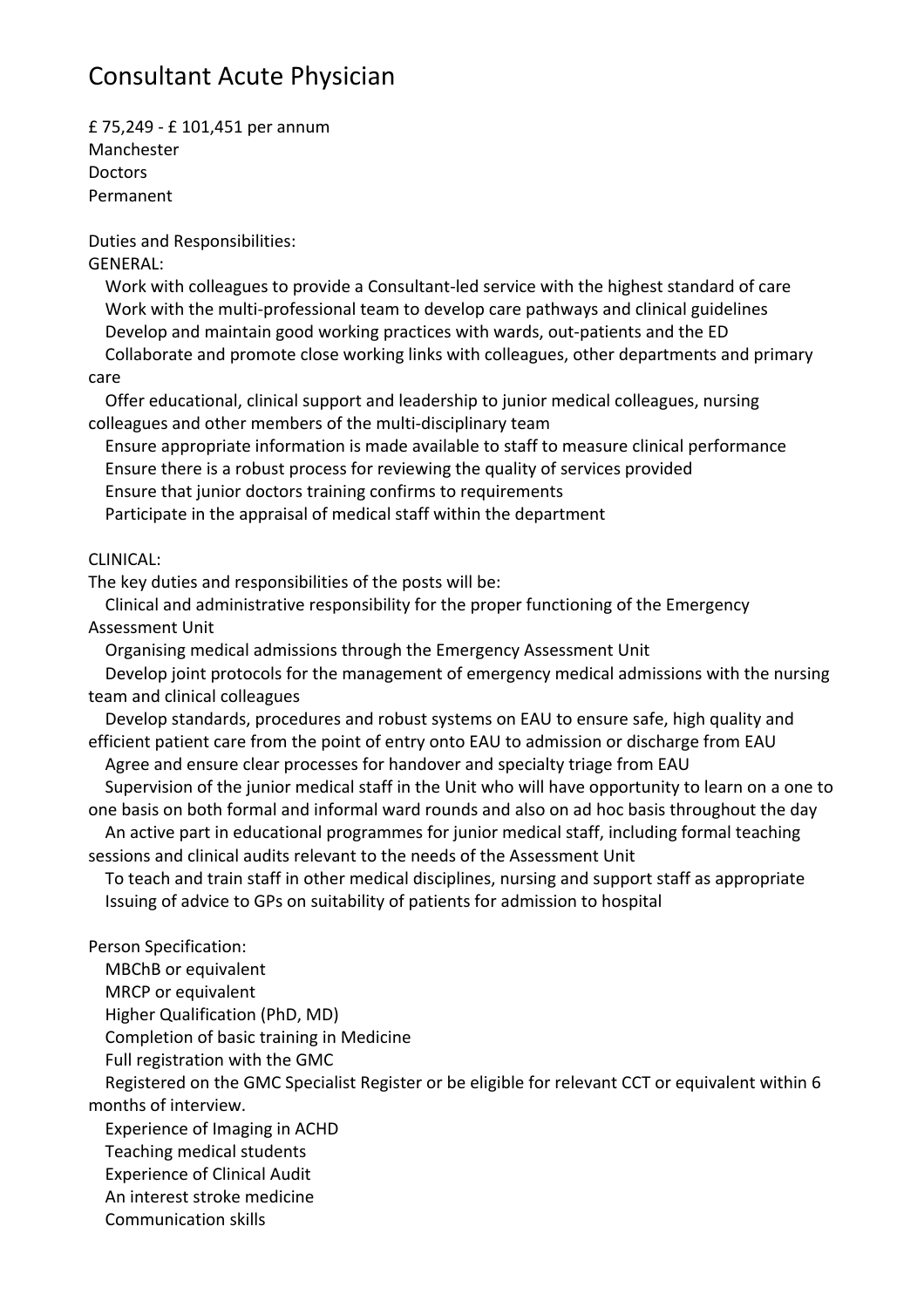# Consultant Acute Physician

£ 75,249 - £ 101,451 per annum
Manchester
Doctors
Permanent

Duties and Responsibilities:

GENERAL:

- Work with colleagues to provide a Consultant-led service with the highest standard of care
- Work with the multi-professional team to develop care pathways and clinical guidelines
- Develop and maintain good working practices with wards, out-patients and the ED
- Collaborate and promote close working links with colleagues, other departments and primary care
- Offer educational, clinical support and leadership to junior medical colleagues, nursing colleagues and other members of the multi-disciplinary team
- Ensure appropriate information is made available to staff to measure clinical performance
- Ensure there is a robust process for reviewing the quality of services provided
- Ensure that junior doctors training confirms to requirements
- Participate in the appraisal of medical staff within the department

CLINICAL:

The key duties and responsibilities of the posts will be:

- Clinical and administrative responsibility for the proper functioning of the Emergency Assessment Unit
- Organising medical admissions through the Emergency Assessment Unit
- Develop joint protocols for the management of emergency medical admissions with the nursing team and clinical colleagues
- Develop standards, procedures and robust systems on EAU to ensure safe, high quality and efficient patient care from the point of entry onto EAU to admission or discharge from EAU
- Agree and ensure clear processes for handover and specialty triage from EAU
- Supervision of the junior medical staff in the Unit who will have opportunity to learn on a one to one basis on both formal and informal ward rounds and also on ad hoc basis throughout the day
- An active part in educational programmes for junior medical staff, including formal teaching sessions and clinical audits relevant to the needs of the Assessment Unit
- To teach and train staff in other medical disciplines, nursing and support staff as appropriate
- Issuing of advice to GPs on suitability of patients for admission to hospital

Person Specification:

- MBChB or equivalent
- MRCP or equivalent
- Higher Qualification (PhD, MD)
- Completion of basic training in Medicine
- Full registration with the GMC
- Registered on the GMC Specialist Register or be eligible for relevant CCT or equivalent within 6 months of interview.
- Experience of Imaging in ACHD
- Teaching medical students
- Experience of Clinical Audit
- An interest stroke medicine
- Communication skills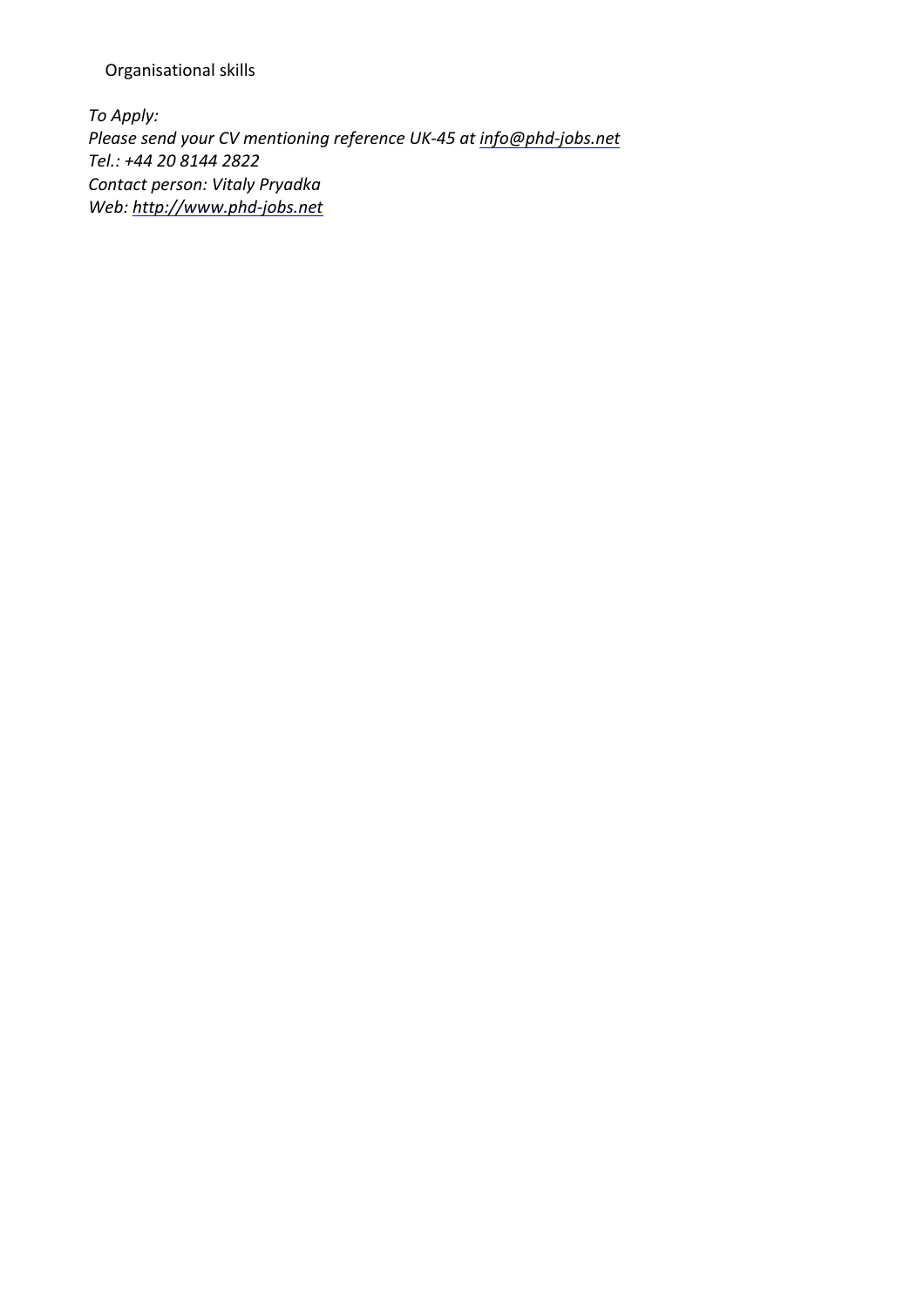Organisational skills

*To Apply:*
*Please send your CV mentioning reference UK-45 at info@phd-jobs.net*
*Tel.: +44 20 8144 2822*
*Contact person: Vitaly Pryadka*
*Web: http://www.phd-jobs.net*